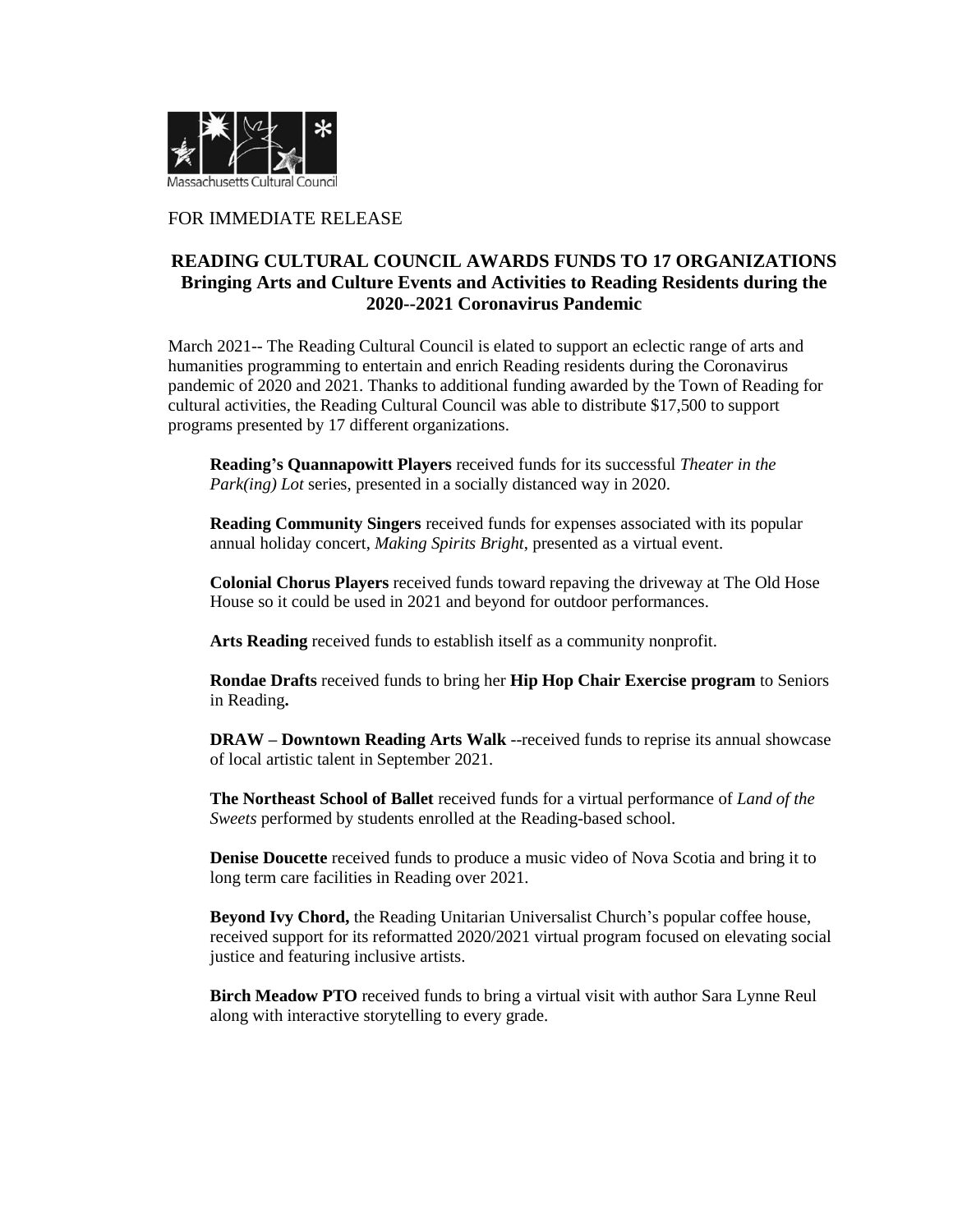Massachusetts Cultural Council

FOR IMMEDIATE RELEASE

## READING CULTURAL COUNCIL AWARDS FUNDS TO 17 ORGANIZATIONS
### Bringing Arts and Culture Events and Activities to Reading Residents during the 2020--2021 Coronavirus Pandemic

March 2021-- The Reading Cultural Council is elated to support an eclectic range of arts and humanities programming to entertain and enrich Reading residents during the Coronavirus pandemic of 2020 and 2021. Thanks to additional funding awarded by the Town of Reading for cultural activities, the Reading Cultural Council was able to distribute $17,500 to support programs presented by 17 different organizations.

**Reading's Quannapowitt Players** received funds for its successful *Theater in the Park(ing) Lot* series, presented in a socially distanced way in 2020.

**Reading Community Singers** received funds for expenses associated with its popular annual holiday concert, *Making Spirits Bright*, presented as a virtual event.

**Colonial Chorus Players** received funds toward repaving the driveway at The Old Hose House so it could be used in 2021 and beyond for outdoor performances.

**Arts Reading** received funds to establish itself as a community nonprofit.

**Rondae Drafts** received funds to bring her **Hip Hop Chair Exercise program** to Seniors in Reading**.**

**DRAW – Downtown Reading Arts Walk** --received funds to reprise its annual showcase of local artistic talent in September 2021.

**The Northeast School of Ballet** received funds for a virtual performance of *Land of the Sweets* performed by students enrolled at the Reading-based school.

**Denise Doucette** received funds to produce a music video of Nova Scotia and bring it to long term care facilities in Reading over 2021.

**Beyond Ivy Chord,** the Reading Unitarian Universalist Church's popular coffee house, received support for its reformatted 2020/2021 virtual program focused on elevating social justice and featuring inclusive artists.

**Birch Meadow PTO** received funds to bring a virtual visit with author Sara Lynne Reul along with interactive storytelling to every grade.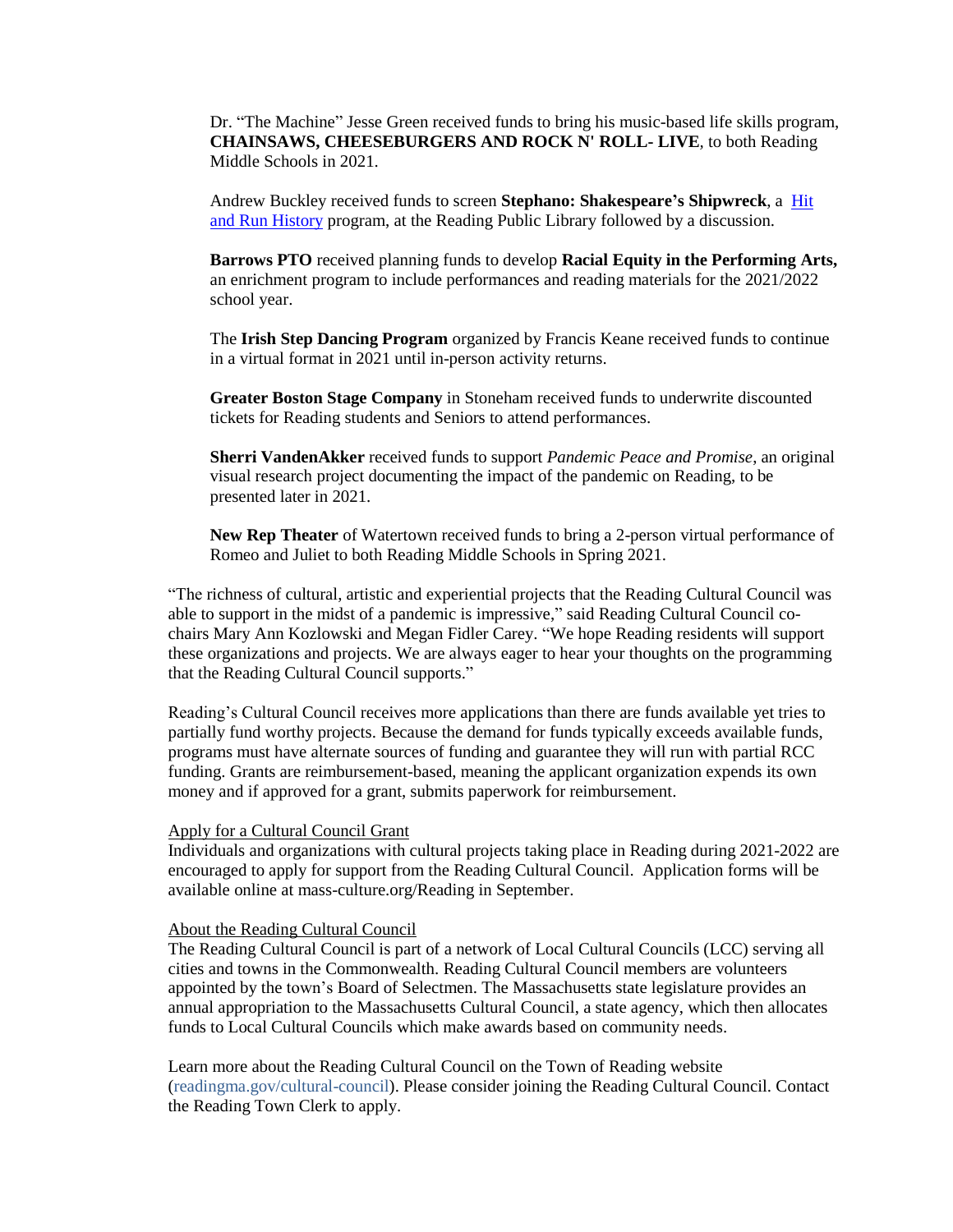Dr. "The Machine" Jesse Green received funds to bring his music-based life skills program, **CHAINSAWS, CHEESEBURGERS AND ROCK N' ROLL- LIVE**, to both Reading Middle Schools in 2021.

Andrew Buckley received funds to screen **Stephano: Shakespeare's Shipwreck**, a Hit and Run History program, at the Reading Public Library followed by a discussion.

**Barrows PTO** received planning funds to develop **Racial Equity in the Performing Arts,** an enrichment program to include performances and reading materials for the 2021/2022 school year.

The **Irish Step Dancing Program** organized by Francis Keane received funds to continue in a virtual format in 2021 until in-person activity returns.

**Greater Boston Stage Company** in Stoneham received funds to underwrite discounted tickets for Reading students and Seniors to attend performances.

**Sherri VandenAkker** received funds to support *Pandemic Peace and Promise*, an original visual research project documenting the impact of the pandemic on Reading, to be presented later in 2021.

**New Rep Theater** of Watertown received funds to bring a 2-person virtual performance of Romeo and Juliet to both Reading Middle Schools in Spring 2021.

"The richness of cultural, artistic and experiential projects that the Reading Cultural Council was able to support in the midst of a pandemic is impressive," said Reading Cultural Council co-chairs Mary Ann Kozlowski and Megan Fidler Carey. "We hope Reading residents will support these organizations and projects. We are always eager to hear your thoughts on the programming that the Reading Cultural Council supports."

Reading's Cultural Council receives more applications than there are funds available yet tries to partially fund worthy projects. Because the demand for funds typically exceeds available funds, programs must have alternate sources of funding and guarantee they will run with partial RCC funding. Grants are reimbursement-based, meaning the applicant organization expends its own money and if approved for a grant, submits paperwork for reimbursement.

Apply for a Cultural Council Grant

Individuals and organizations with cultural projects taking place in Reading during 2021-2022 are encouraged to apply for support from the Reading Cultural Council. Application forms will be available online at mass-culture.org/Reading in September.

About the Reading Cultural Council

The Reading Cultural Council is part of a network of Local Cultural Councils (LCC) serving all cities and towns in the Commonwealth. Reading Cultural Council members are volunteers appointed by the town's Board of Selectmen. The Massachusetts state legislature provides an annual appropriation to the Massachusetts Cultural Council, a state agency, which then allocates funds to Local Cultural Councils which make awards based on community needs.

Learn more about the Reading Cultural Council on the Town of Reading website (readingma.gov/cultural-council). Please consider joining the Reading Cultural Council. Contact the Reading Town Clerk to apply.